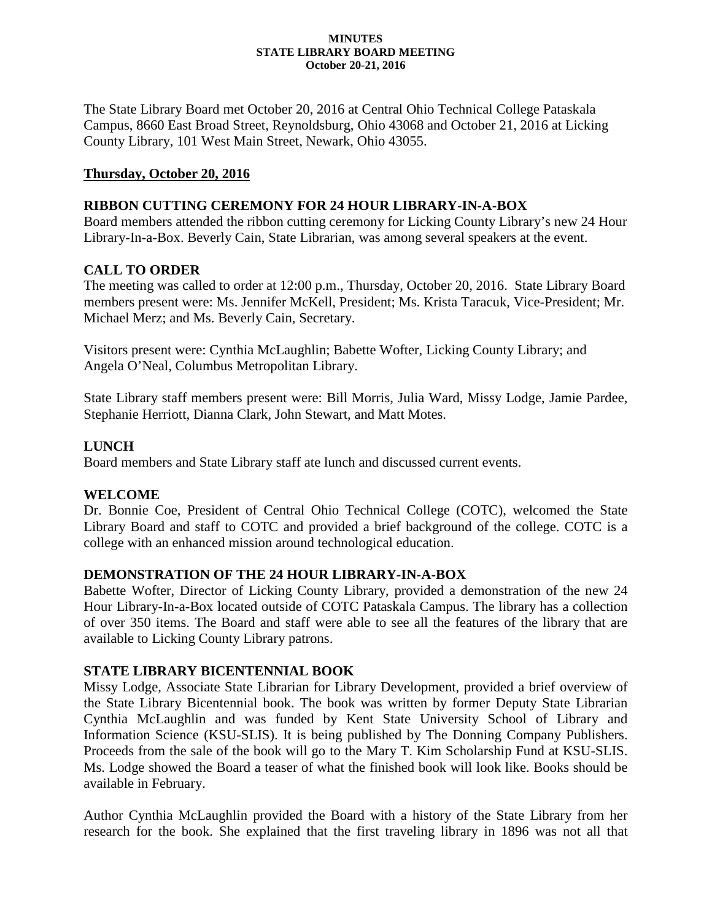**MINUTES**
**STATE LIBRARY BOARD MEETING**
**October 20-21, 2016**

The State Library Board met October 20, 2016 at Central Ohio Technical College Pataskala Campus, 8660 East Broad Street, Reynoldsburg, Ohio 43068 and October 21, 2016 at Licking County Library, 101 West Main Street, Newark, Ohio 43055.

**Thursday, October 20, 2016**

### RIBBON CUTTING CEREMONY FOR 24 HOUR LIBRARY-IN-A-BOX

Board members attended the ribbon cutting ceremony for Licking County Library's new 24 Hour Library-In-a-Box. Beverly Cain, State Librarian, was among several speakers at the event.

### CALL TO ORDER

The meeting was called to order at 12:00 p.m., Thursday, October 20, 2016. State Library Board members present were: Ms. Jennifer McKell, President; Ms. Krista Taracuk, Vice-President; Mr. Michael Merz; and Ms. Beverly Cain, Secretary.

Visitors present were: Cynthia McLaughlin; Babette Wofter, Licking County Library; and Angela O'Neal, Columbus Metropolitan Library.

State Library staff members present were: Bill Morris, Julia Ward, Missy Lodge, Jamie Pardee, Stephanie Herriott, Dianna Clark, John Stewart, and Matt Motes.

### LUNCH

Board members and State Library staff ate lunch and discussed current events.

### WELCOME

Dr. Bonnie Coe, President of Central Ohio Technical College (COTC), welcomed the State Library Board and staff to COTC and provided a brief background of the college. COTC is a college with an enhanced mission around technological education.

### DEMONSTRATION OF THE 24 HOUR LIBRARY-IN-A-BOX

Babette Wofter, Director of Licking County Library, provided a demonstration of the new 24 Hour Library-In-a-Box located outside of COTC Pataskala Campus. The library has a collection of over 350 items. The Board and staff were able to see all the features of the library that are available to Licking County Library patrons.

### STATE LIBRARY BICENTENNIAL BOOK

Missy Lodge, Associate State Librarian for Library Development, provided a brief overview of the State Library Bicentennial book. The book was written by former Deputy State Librarian Cynthia McLaughlin and was funded by Kent State University School of Library and Information Science (KSU-SLIS). It is being published by The Donning Company Publishers. Proceeds from the sale of the book will go to the Mary T. Kim Scholarship Fund at KSU-SLIS. Ms. Lodge showed the Board a teaser of what the finished book will look like. Books should be available in February.

Author Cynthia McLaughlin provided the Board with a history of the State Library from her research for the book. She explained that the first traveling library in 1896 was not all that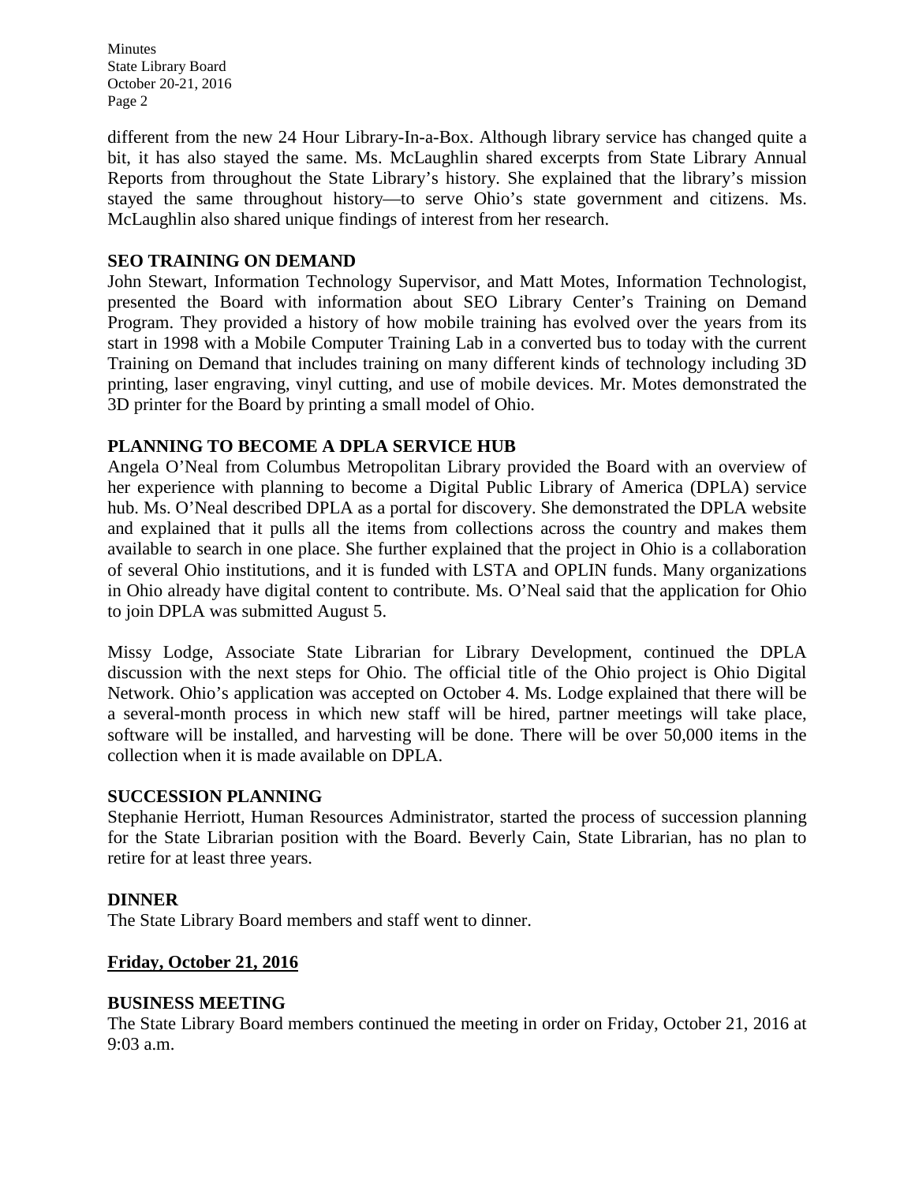different from the new 24 Hour Library-In-a-Box. Although library service has changed quite a bit, it has also stayed the same. Ms. McLaughlin shared excerpts from State Library Annual Reports from throughout the State Library's history. She explained that the library's mission stayed the same throughout history—to serve Ohio's state government and citizens. Ms. McLaughlin also shared unique findings of interest from her research.

**SEO TRAINING ON DEMAND**

John Stewart, Information Technology Supervisor, and Matt Motes, Information Technologist, presented the Board with information about SEO Library Center's Training on Demand Program. They provided a history of how mobile training has evolved over the years from its start in 1998 with a Mobile Computer Training Lab in a converted bus to today with the current Training on Demand that includes training on many different kinds of technology including 3D printing, laser engraving, vinyl cutting, and use of mobile devices. Mr. Motes demonstrated the 3D printer for the Board by printing a small model of Ohio.

**PLANNING TO BECOME A DPLA SERVICE HUB**

Angela O'Neal from Columbus Metropolitan Library provided the Board with an overview of her experience with planning to become a Digital Public Library of America (DPLA) service hub. Ms. O'Neal described DPLA as a portal for discovery. She demonstrated the DPLA website and explained that it pulls all the items from collections across the country and makes them available to search in one place. She further explained that the project in Ohio is a collaboration of several Ohio institutions, and it is funded with LSTA and OPLIN funds. Many organizations in Ohio already have digital content to contribute. Ms. O'Neal said that the application for Ohio to join DPLA was submitted August 5.

Missy Lodge, Associate State Librarian for Library Development, continued the DPLA discussion with the next steps for Ohio. The official title of the Ohio project is Ohio Digital Network. Ohio's application was accepted on October 4. Ms. Lodge explained that there will be a several-month process in which new staff will be hired, partner meetings will take place, software will be installed, and harvesting will be done. There will be over 50,000 items in the collection when it is made available on DPLA.

**SUCCESSION PLANNING**

Stephanie Herriott, Human Resources Administrator, started the process of succession planning for the State Librarian position with the Board. Beverly Cain, State Librarian, has no plan to retire for at least three years.

**DINNER**

The State Library Board members and staff went to dinner.

**<u>Friday, October 21, 2016</u>**

**BUSINESS MEETING**

The State Library Board members continued the meeting in order on Friday, October 21, 2016 at 9:03 a.m.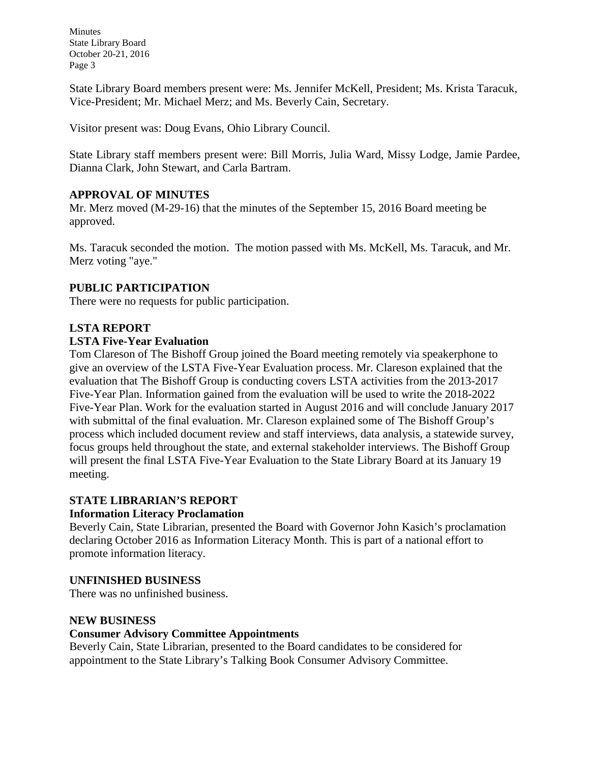State Library Board members present were: Ms. Jennifer McKell, President; Ms. Krista Taracuk, Vice-President; Mr. Michael Merz; and Ms. Beverly Cain, Secretary.

Visitor present was: Doug Evans, Ohio Library Council.

State Library staff members present were: Bill Morris, Julia Ward, Missy Lodge, Jamie Pardee, Dianna Clark, John Stewart, and Carla Bartram.

## APPROVAL OF MINUTES

Mr. Merz moved (M-29-16) that the minutes of the September 15, 2016 Board meeting be approved.

Ms. Taracuk seconded the motion. The motion passed with Ms. McKell, Ms. Taracuk, and Mr. Merz voting "aye."

## PUBLIC PARTICIPATION

There were no requests for public participation.

## LSTA REPORT

### LSTA Five-Year Evaluation

Tom Clareson of The Bishoff Group joined the Board meeting remotely via speakerphone to give an overview of the LSTA Five-Year Evaluation process. Mr. Clareson explained that the evaluation that The Bishoff Group is conducting covers LSTA activities from the 2013-2017 Five-Year Plan. Information gained from the evaluation will be used to write the 2018-2022 Five-Year Plan. Work for the evaluation started in August 2016 and will conclude January 2017 with submittal of the final evaluation. Mr. Clareson explained some of The Bishoff Group's process which included document review and staff interviews, data analysis, a statewide survey, focus groups held throughout the state, and external stakeholder interviews. The Bishoff Group will present the final LSTA Five-Year Evaluation to the State Library Board at its January 19 meeting.

## STATE LIBRARIAN'S REPORT

### Information Literacy Proclamation

Beverly Cain, State Librarian, presented the Board with Governor John Kasich's proclamation declaring October 2016 as Information Literacy Month. This is part of a national effort to promote information literacy.

## UNFINISHED BUSINESS

There was no unfinished business.

## NEW BUSINESS

### Consumer Advisory Committee Appointments

Beverly Cain, State Librarian, presented to the Board candidates to be considered for appointment to the State Library's Talking Book Consumer Advisory Committee.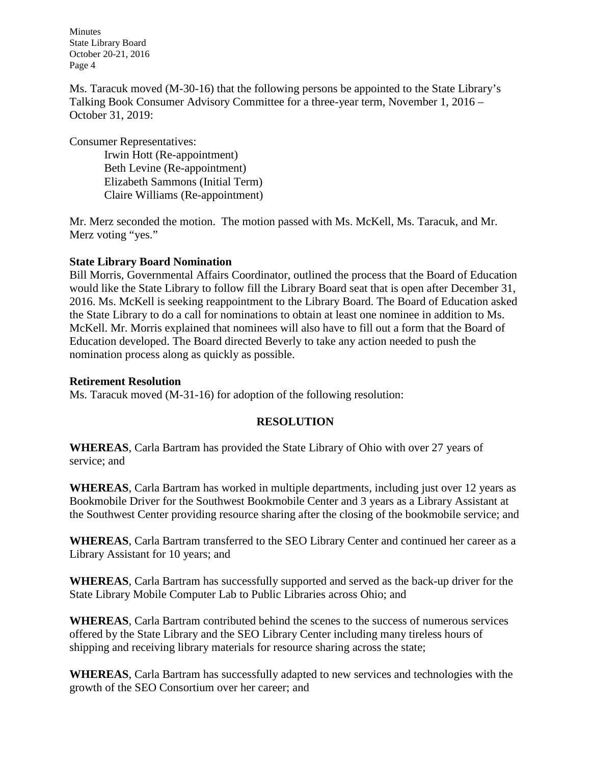Ms. Taracuk moved (M-30-16) that the following persons be appointed to the State Library's Talking Book Consumer Advisory Committee for a three-year term, November 1, 2016 – October 31, 2019:

Consumer Representatives:

- Irwin Hott (Re-appointment)
- Beth Levine (Re-appointment)
- Elizabeth Sammons (Initial Term)
- Claire Williams (Re-appointment)

Mr. Merz seconded the motion. The motion passed with Ms. McKell, Ms. Taracuk, and Mr. Merz voting "yes."

**State Library Board Nomination**

Bill Morris, Governmental Affairs Coordinator, outlined the process that the Board of Education would like the State Library to follow fill the Library Board seat that is open after December 31, 2016. Ms. McKell is seeking reappointment to the Library Board. The Board of Education asked the State Library to do a call for nominations to obtain at least one nominee in addition to Ms. McKell. Mr. Morris explained that nominees will also have to fill out a form that the Board of Education developed. The Board directed Beverly to take any action needed to push the nomination process along as quickly as possible.

**Retirement Resolution**

Ms. Taracuk moved (M-31-16) for adoption of the following resolution:

**RESOLUTION**

**WHEREAS**, Carla Bartram has provided the State Library of Ohio with over 27 years of service; and

**WHEREAS**, Carla Bartram has worked in multiple departments, including just over 12 years as Bookmobile Driver for the Southwest Bookmobile Center and 3 years as a Library Assistant at the Southwest Center providing resource sharing after the closing of the bookmobile service; and

**WHEREAS**, Carla Bartram transferred to the SEO Library Center and continued her career as a Library Assistant for 10 years; and

**WHEREAS**, Carla Bartram has successfully supported and served as the back-up driver for the State Library Mobile Computer Lab to Public Libraries across Ohio; and

**WHEREAS**, Carla Bartram contributed behind the scenes to the success of numerous services offered by the State Library and the SEO Library Center including many tireless hours of shipping and receiving library materials for resource sharing across the state;

**WHEREAS**, Carla Bartram has successfully adapted to new services and technologies with the growth of the SEO Consortium over her career; and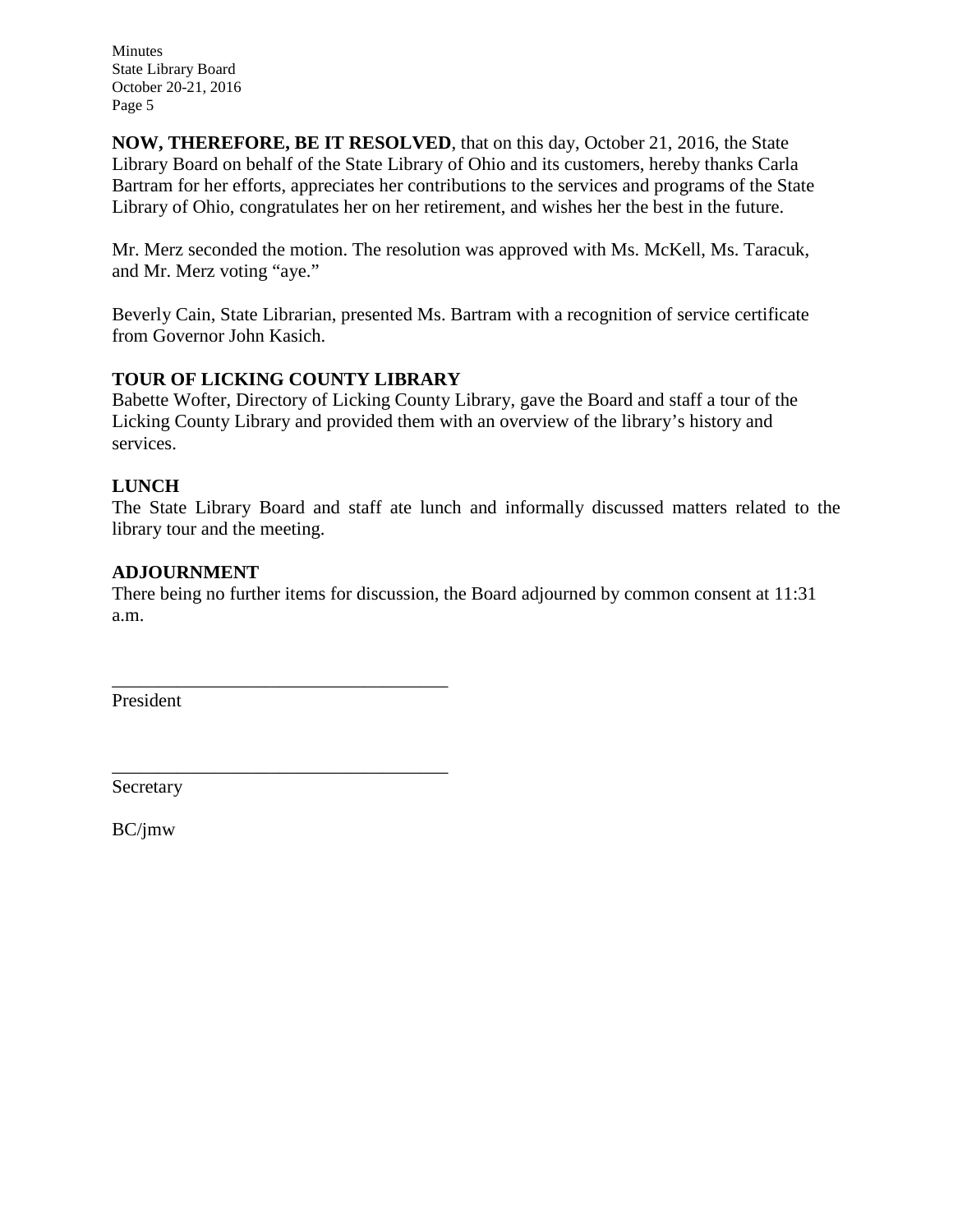**NOW, THEREFORE, BE IT RESOLVED**, that on this day, October 21, 2016, the State Library Board on behalf of the State Library of Ohio and its customers, hereby thanks Carla Bartram for her efforts, appreciates her contributions to the services and programs of the State Library of Ohio, congratulates her on her retirement, and wishes her the best in the future.

Mr. Merz seconded the motion. The resolution was approved with Ms. McKell, Ms. Taracuk, and Mr. Merz voting "aye."

Beverly Cain, State Librarian, presented Ms. Bartram with a recognition of service certificate from Governor John Kasich.

**TOUR OF LICKING COUNTY LIBRARY**

Babette Wofter, Directory of Licking County Library, gave the Board and staff a tour of the Licking County Library and provided them with an overview of the library's history and services.

**LUNCH**

The State Library Board and staff ate lunch and informally discussed matters related to the library tour and the meeting.

**ADJOURNMENT**

There being no further items for discussion, the Board adjourned by common consent at 11:31 a.m.

\_\_\_\_\_\_\_\_\_\_\_\_\_\_\_\_\_\_\_\_\_\_\_\_\_\_\_\_\_\_\_\_\_\_\_\_
President

\_\_\_\_\_\_\_\_\_\_\_\_\_\_\_\_\_\_\_\_\_\_\_\_\_\_\_\_\_\_\_\_\_\_\_\_
Secretary

BC/jmw